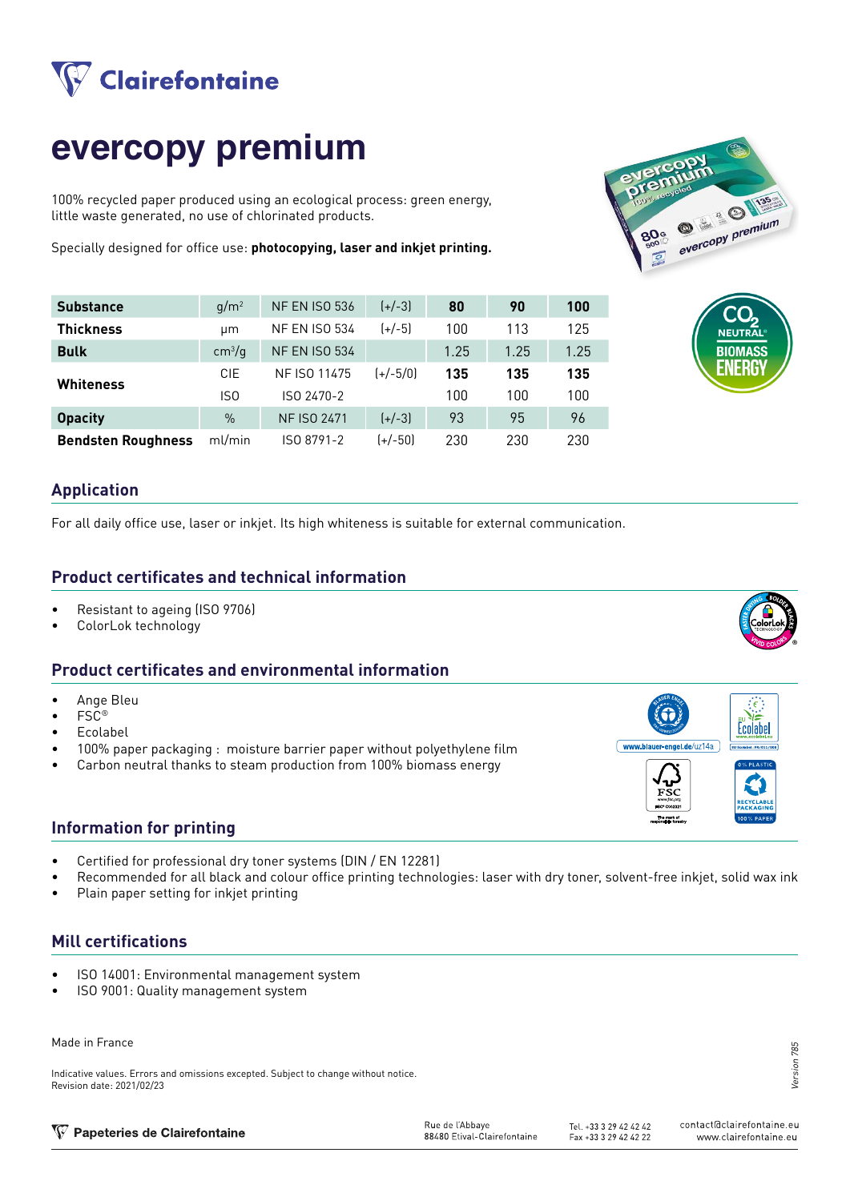Clairefontaine

# evercopy premium

100% recycled paper produced using an ecological process: green energy, little waste generated, no use of chlorinated products.

Specially designed for office use: **photocopying, laser and inkjet printing.**

| | | | | | | |
|---|---|---|---|---|---|---|
| **Substance** | g/m² | NF EN ISO 536 | (+/-3) | **80** | **90** | **100** |
| **Thickness** | µm | NF EN ISO 534 | (+/-5) | 100 | 113 | 125 |
| **Bulk** | cm³/g | NF EN ISO 534 | | 1.25 | 1.25 | 1.25 |
| **Whiteness** | CIE | NF ISO 11475 | (+/-5/0) | **135** | **135** | **135** |
| | ISO | ISO 2470-2 | | 100 | 100 | 100 |
| **Opacity** | % | NF ISO 2471 | (+/-3) | 93 | 95 | 96 |
| **Bendsten Roughness** | ml/min | ISO 8791-2 | (+/-50) | 230 | 230 | 230 |

$CO_2$ NEUTRAL® BIOMASS ENERGY

## Application

For all daily office use, laser or inkjet. Its high whiteness is suitable for external communication.

## Product certificates and technical information

- Resistant to ageing (ISO 9706)
- ColorLok technology

## Product certificates and environmental information

- Ange Bleu
- FSC®
- Ecolabel
- 100% paper packaging : moisture barrier paper without polyethylene film
- Carbon neutral thanks to steam production from 100% biomass energy

www.blauer-engel.de/uz14a

## Information for printing

- Certified for professional dry toner systems (DIN / EN 12281)
- Recommended for all black and colour office printing technologies: laser with dry toner, solvent-free inkjet, solid wax ink
- Plain paper setting for inkjet printing

## Mill certifications

- ISO 14001: Environmental management system
- ISO 9001: Quality management system

Made in France

Indicative values. Errors and omissions excepted. Subject to change without notice.
Revision date: 2021/02/23

*Version 785*

Papeteries de Clairefontaine — Rue de l'Abbaye 88480 Etival-Clairefontaine — Tel. +33 3 29 42 42 42 — Fax +33 3 29 42 42 22 — contact@clairefontaine.eu — www.clairefontaine.eu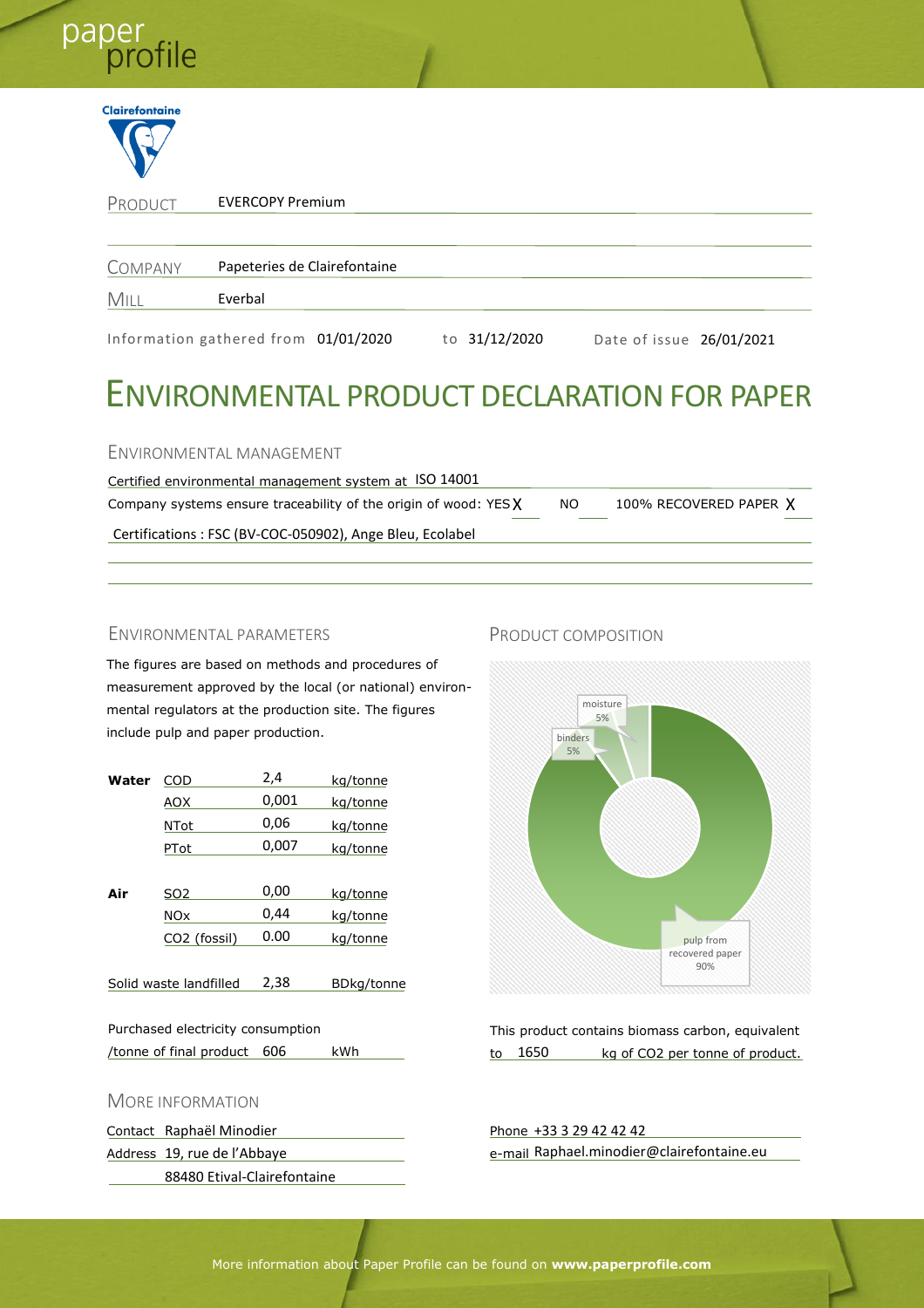paper profile

Clairefontaine

| | |
|---|---|
| PRODUCT | EVERCOPY Premium |
| COMPANY | Papeteries de Clairefontaine |
| MILL | Everbal |

Information gathered from 01/01/2020 to 31/12/2020 Date of issue 26/01/2021

# ENVIRONMENTAL PRODUCT DECLARATION FOR PAPER

## ENVIRONMENTAL MANAGEMENT

Certified environmental management system at ISO 14001

Company systems ensure traceability of the origin of wood: YES X NO 100% RECOVERED PAPER X

Certifications : FSC (BV-COC-050902), Ange Bleu, Ecolabel

## ENVIRONMENTAL PARAMETERS

The figures are based on methods and procedures of measurement approved by the local (or national) environmental regulators at the production site. The figures include pulp and paper production.

| | | | |
|---|---|---|---|
| **Water** | COD | 2,4 | kg/tonne |
| | AOX | 0,001 | kg/tonne |
| | NTot | 0,06 | kg/tonne |
| | PTot | 0,007 | kg/tonne |
| **Air** | $SO_2$ | 0,00 | kg/tonne |
| | $NO_x$ | 0,44 | kg/tonne |
| | $CO_2$ (fossil) | 0.00 | kg/tonne |
| Solid waste landfilled | | 2,38 | BDkg/tonne |

Purchased electricity consumption /tonne of final product 606 kWh

## PRODUCT COMPOSITION

moisture 5%

binders 5%

pulp from recovered paper 90%

This product contains biomass carbon, equivalent to 1650 kg of $CO_2$ per tonne of product.

## MORE INFORMATION

Contact Raphaël Minodier

Address 19, rue de l'Abbaye
88480 Etival-Clairefontaine

Phone +33 3 29 42 42 42

e-mail Raphael.minodier@clairefontaine.eu

More information about Paper Profile can be found on **www.paperprofile.com**